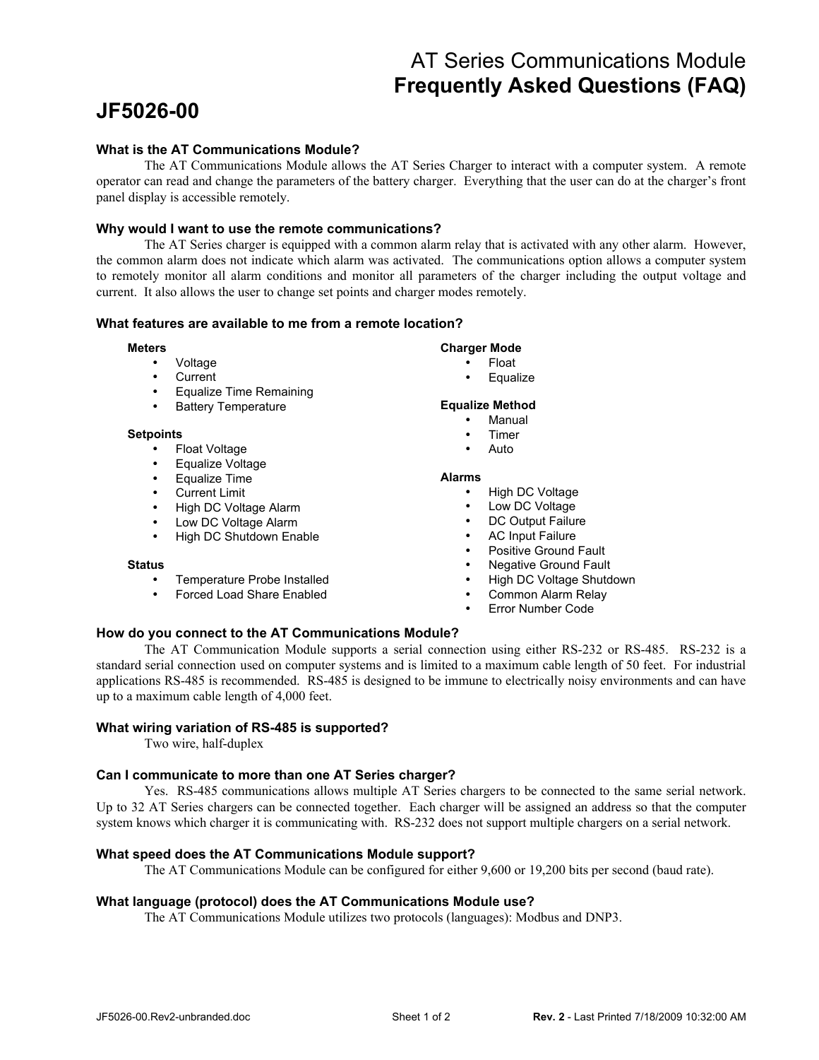# AT Series Communications Module
# Frequently Asked Questions (FAQ)

## JF5026-00

### What is the AT Communications Module?

The AT Communications Module allows the AT Series Charger to interact with a computer system. A remote operator can read and change the parameters of the battery charger. Everything that the user can do at the charger's front panel display is accessible remotely.

### Why would I want to use the remote communications?

The AT Series charger is equipped with a common alarm relay that is activated with any other alarm. However, the common alarm does not indicate which alarm was activated. The communications option allows a computer system to remotely monitor all alarm conditions and monitor all parameters of the charger including the output voltage and current. It also allows the user to change set points and charger modes remotely.

### What features are available to me from a remote location?

**Meters**
- Voltage
- Current
- Equalize Time Remaining
- Battery Temperature

**Setpoints**
- Float Voltage
- Equalize Voltage
- Equalize Time
- Current Limit
- High DC Voltage Alarm
- Low DC Voltage Alarm
- High DC Shutdown Enable

**Status**
- Temperature Probe Installed
- Forced Load Share Enabled

**Charger Mode**
- Float
- Equalize

**Equalize Method**
- Manual
- Timer
- Auto

**Alarms**
- High DC Voltage
- Low DC Voltage
- DC Output Failure
- AC Input Failure
- Positive Ground Fault
- Negative Ground Fault
- High DC Voltage Shutdown
- Common Alarm Relay
- Error Number Code

### How do you connect to the AT Communications Module?

The AT Communication Module supports a serial connection using either RS-232 or RS-485. RS-232 is a standard serial connection used on computer systems and is limited to a maximum cable length of 50 feet. For industrial applications RS-485 is recommended. RS-485 is designed to be immune to electrically noisy environments and can have up to a maximum cable length of 4,000 feet.

### What wiring variation of RS-485 is supported?

Two wire, half-duplex

### Can I communicate to more than one AT Series charger?

Yes. RS-485 communications allows multiple AT Series chargers to be connected to the same serial network. Up to 32 AT Series chargers can be connected together. Each charger will be assigned an address so that the computer system knows which charger it is communicating with. RS-232 does not support multiple chargers on a serial network.

### What speed does the AT Communications Module support?

The AT Communications Module can be configured for either 9,600 or 19,200 bits per second (baud rate).

### What language (protocol) does the AT Communications Module use?

The AT Communications Module utilizes two protocols (languages): Modbus and DNP3.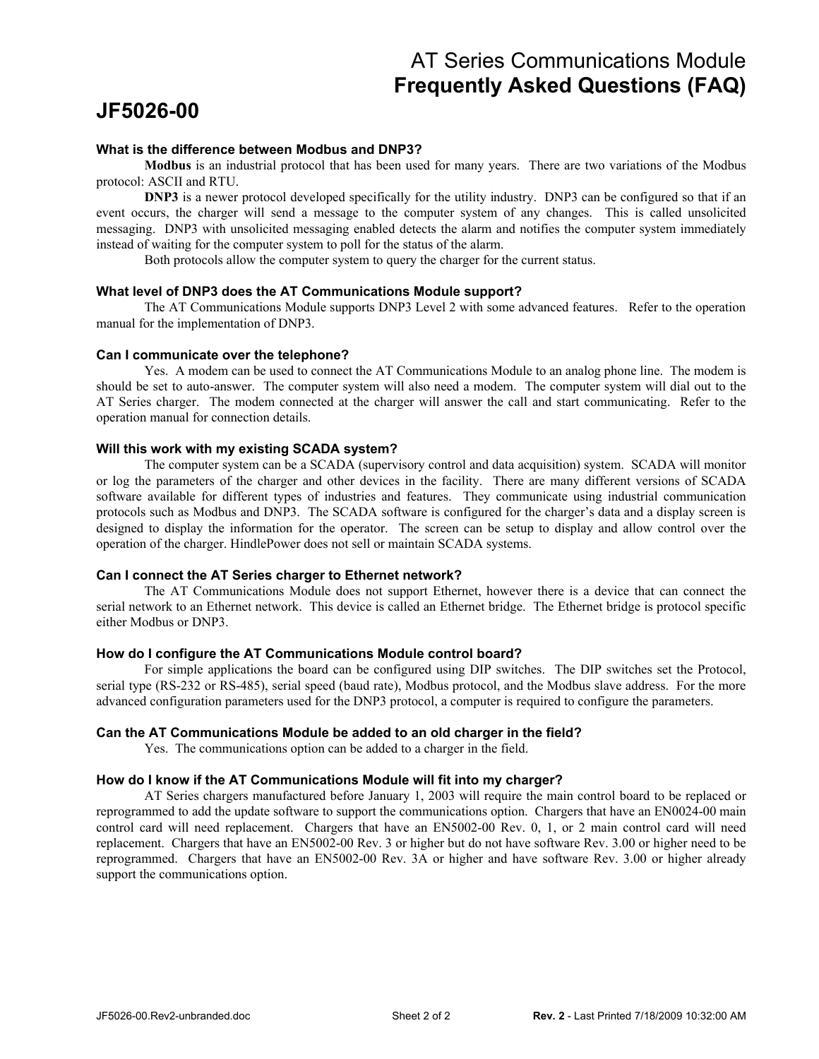# AT Series Communications Module
# Frequently Asked Questions (FAQ)

## JF5026-00

### What is the difference between Modbus and DNP3?

**Modbus** is an industrial protocol that has been used for many years. There are two variations of the Modbus protocol: ASCII and RTU.

**DNP3** is a newer protocol developed specifically for the utility industry. DNP3 can be configured so that if an event occurs, the charger will send a message to the computer system of any changes. This is called unsolicited messaging. DNP3 with unsolicited messaging enabled detects the alarm and notifies the computer system immediately instead of waiting for the computer system to poll for the status of the alarm.

Both protocols allow the computer system to query the charger for the current status.

### What level of DNP3 does the AT Communications Module support?

The AT Communications Module supports DNP3 Level 2 with some advanced features. Refer to the operation manual for the implementation of DNP3.

### Can I communicate over the telephone?

Yes. A modem can be used to connect the AT Communications Module to an analog phone line. The modem is should be set to auto-answer. The computer system will also need a modem. The computer system will dial out to the AT Series charger. The modem connected at the charger will answer the call and start communicating. Refer to the operation manual for connection details.

### Will this work with my existing SCADA system?

The computer system can be a SCADA (supervisory control and data acquisition) system. SCADA will monitor or log the parameters of the charger and other devices in the facility. There are many different versions of SCADA software available for different types of industries and features. They communicate using industrial communication protocols such as Modbus and DNP3. The SCADA software is configured for the charger's data and a display screen is designed to display the information for the operator. The screen can be setup to display and allow control over the operation of the charger. HindlePower does not sell or maintain SCADA systems.

### Can I connect the AT Series charger to Ethernet network?

The AT Communications Module does not support Ethernet, however there is a device that can connect the serial network to an Ethernet network. This device is called an Ethernet bridge. The Ethernet bridge is protocol specific either Modbus or DNP3.

### How do I configure the AT Communications Module control board?

For simple applications the board can be configured using DIP switches. The DIP switches set the Protocol, serial type (RS-232 or RS-485), serial speed (baud rate), Modbus protocol, and the Modbus slave address. For the more advanced configuration parameters used for the DNP3 protocol, a computer is required to configure the parameters.

### Can the AT Communications Module be added to an old charger in the field?

Yes. The communications option can be added to a charger in the field.

### How do I know if the AT Communications Module will fit into my charger?

AT Series chargers manufactured before January 1, 2003 will require the main control board to be replaced or reprogrammed to add the update software to support the communications option. Chargers that have an EN0024-00 main control card will need replacement. Chargers that have an EN5002-00 Rev. 0, 1, or 2 main control card will need replacement. Chargers that have an EN5002-00 Rev. 3 or higher but do not have software Rev. 3.00 or higher need to be reprogrammed. Chargers that have an EN5002-00 Rev. 3A or higher and have software Rev. 3.00 or higher already support the communications option.